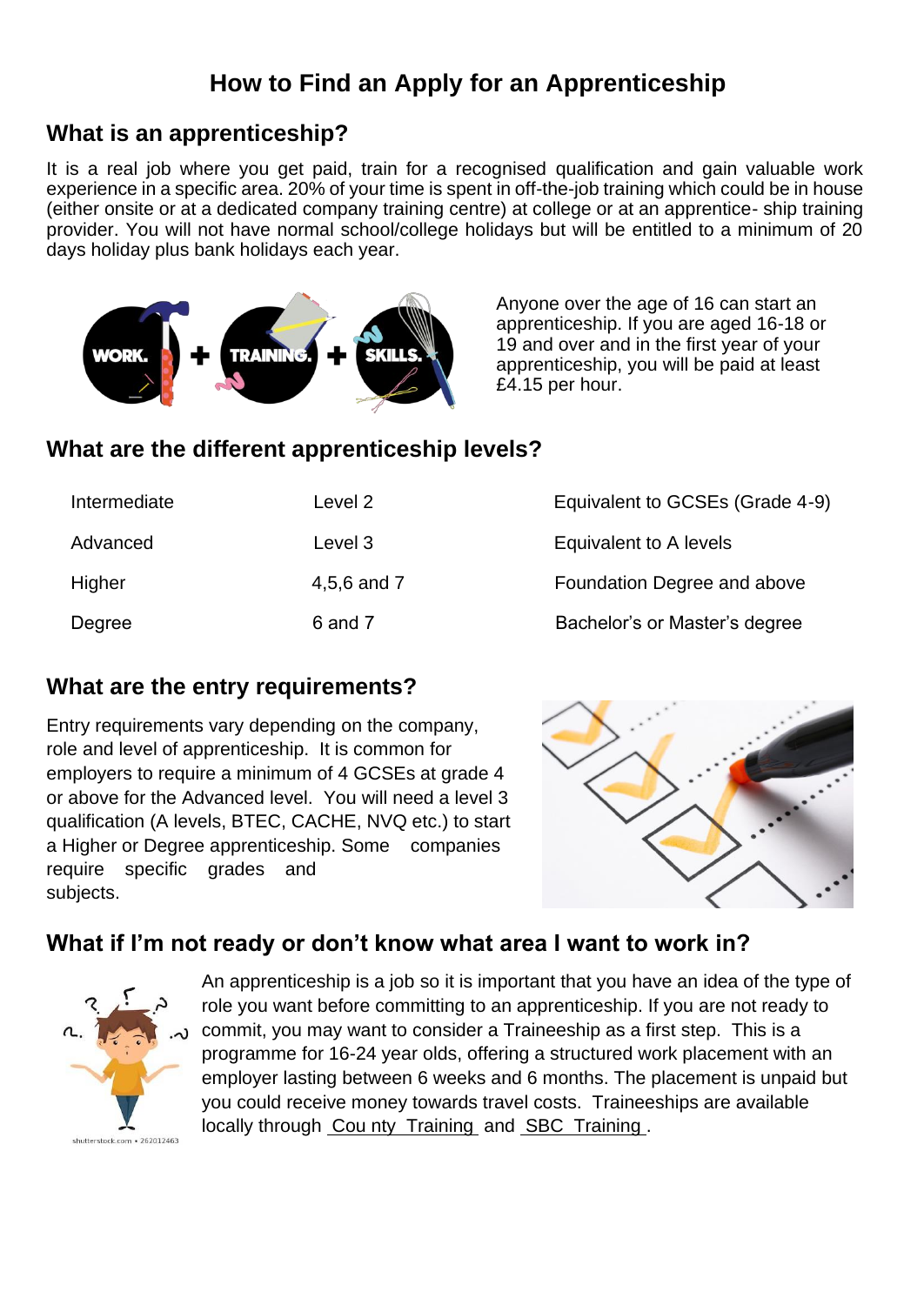# How to Find an Apply for an Apprenticeship

## What is an apprenticeship?

It is a real job where you get paid, train for a recognised qualification and gain valuable work experience in a specific area. 20% of your time is spent in off-the-job training which could be in house (either onsite or at a dedicated company training centre) at college or at an apprentice- ship training provider. You will not have normal school/college holidays but will be entitled to a minimum of 20 days holiday plus bank holidays each year.

Anyone over the age of 16 can start an apprenticeship. If you are aged 16-18 or 19 and over and in the first year of your apprenticeship, you will be paid at least £4.15 per hour.

## What are the different apprenticeship levels?

| | | |
|---|---|---|
| Intermediate | Level 2 | Equivalent to GCSEs (Grade 4-9) |
| Advanced | Level 3 | Equivalent to A levels |
| Higher | 4,5,6 and 7 | Foundation Degree and above |
| Degree | 6 and 7 | Bachelor's or Master's degree |

## What are the entry requirements?

Entry requirements vary depending on the company, role and level of apprenticeship. It is common for employers to require a minimum of 4 GCSEs at grade 4 or above for the Advanced level. You will need a level 3 qualification (A levels, BTEC, CACHE, NVQ etc.) to start a Higher or Degree apprenticeship. Some companies require specific grades and subjects.

## What if I'm not ready or don't know what area I want to work in?

An apprenticeship is a job so it is important that you have an idea of the type of role you want before committing to an apprenticeship. If you are not ready to commit, you may want to consider a Traineeship as a first step. This is a programme for 16-24 year olds, offering a structured work placement with an employer lasting between 6 weeks and 6 months. The placement is unpaid but you could receive money towards travel costs. Traineeships are available locally through County Training and SBC Training.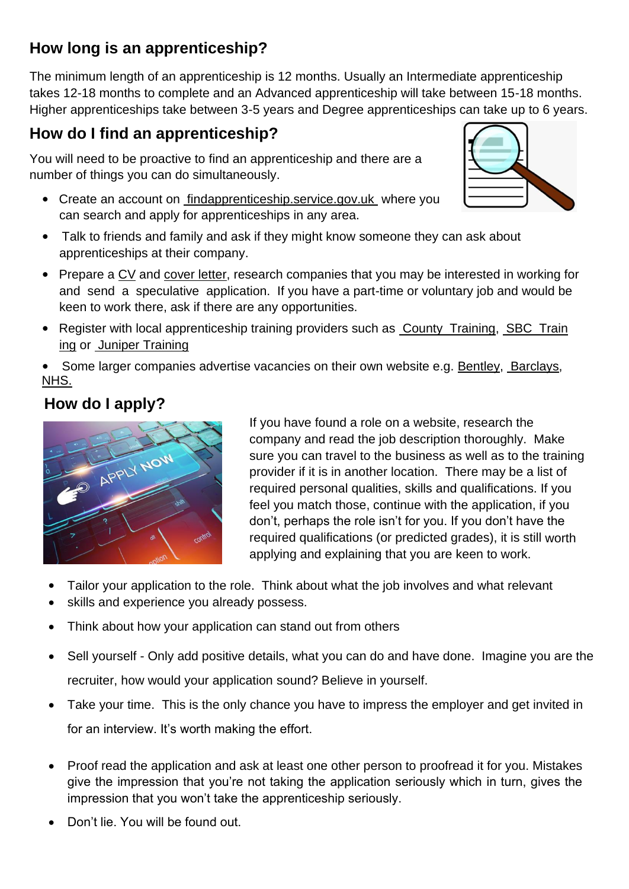## How long is an apprenticeship?

The minimum length of an apprenticeship is 12 months. Usually an Intermediate apprenticeship takes 12-18 months to complete and an Advanced apprenticeship will take between 15-18 months. Higher apprenticeships take between 3-5 years and Degree apprenticeships can take up to 6 years.

## How do I find an apprenticeship?

You will need to be proactive to find an apprenticeship and there are a number of things you can do simultaneously.

- Create an account on findapprenticeship.service.gov.uk where you can search and apply for apprenticeships in any area.
- Talk to friends and family and ask if they might know someone they can ask about apprenticeships at their company.
- Prepare a CV and cover letter, research companies that you may be interested in working for and send a speculative application. If you have a part-time or voluntary job and would be keen to work there, ask if there are any opportunities.
- Register with local apprenticeship training providers such as County Training, SBC Training or Juniper Training
- Some larger companies advertise vacancies on their own website e.g. Bentley, Barclays, NHS.

## How do I apply?

If you have found a role on a website, research the company and read the job description thoroughly. Make sure you can travel to the business as well as to the training provider if it is in another location. There may be a list of required personal qualities, skills and qualifications. If you feel you match those, continue with the application, if you don't, perhaps the role isn't for you. If you don't have the required qualifications (or predicted grades), it is still worth applying and explaining that you are keen to work.

- Tailor your application to the role. Think about what the job involves and what relevant
- skills and experience you already possess.
- Think about how your application can stand out from others
- Sell yourself - Only add positive details, what you can do and have done. Imagine you are the recruiter, how would your application sound? Believe in yourself.
- Take your time. This is the only chance you have to impress the employer and get invited in for an interview. It's worth making the effort.
- Proof read the application and ask at least one other person to proofread it for you. Mistakes give the impression that you're not taking the application seriously which in turn, gives the impression that you won't take the apprenticeship seriously.
- Don't lie. You will be found out.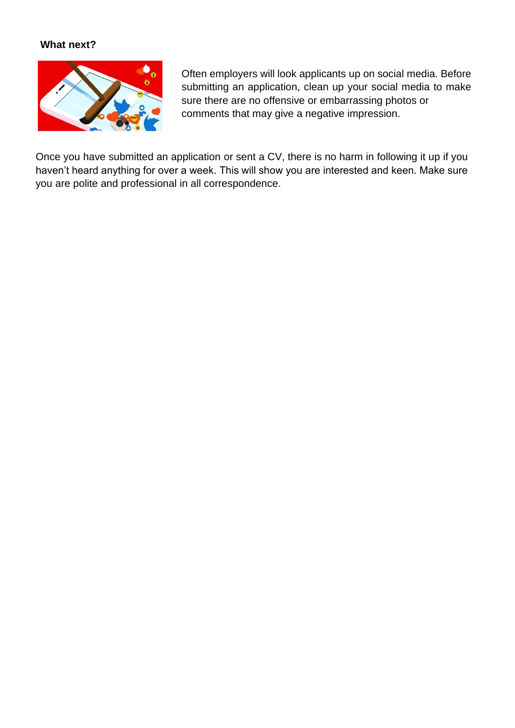**What next?**

Often employers will look applicants up on social media. Before submitting an application, clean up your social media to make sure there are no offensive or embarrassing photos or comments that may give a negative impression.

Once you have submitted an application or sent a CV, there is no harm in following it up if you haven't heard anything for over a week. This will show you are interested and keen. Make sure you are polite and professional in all correspondence.